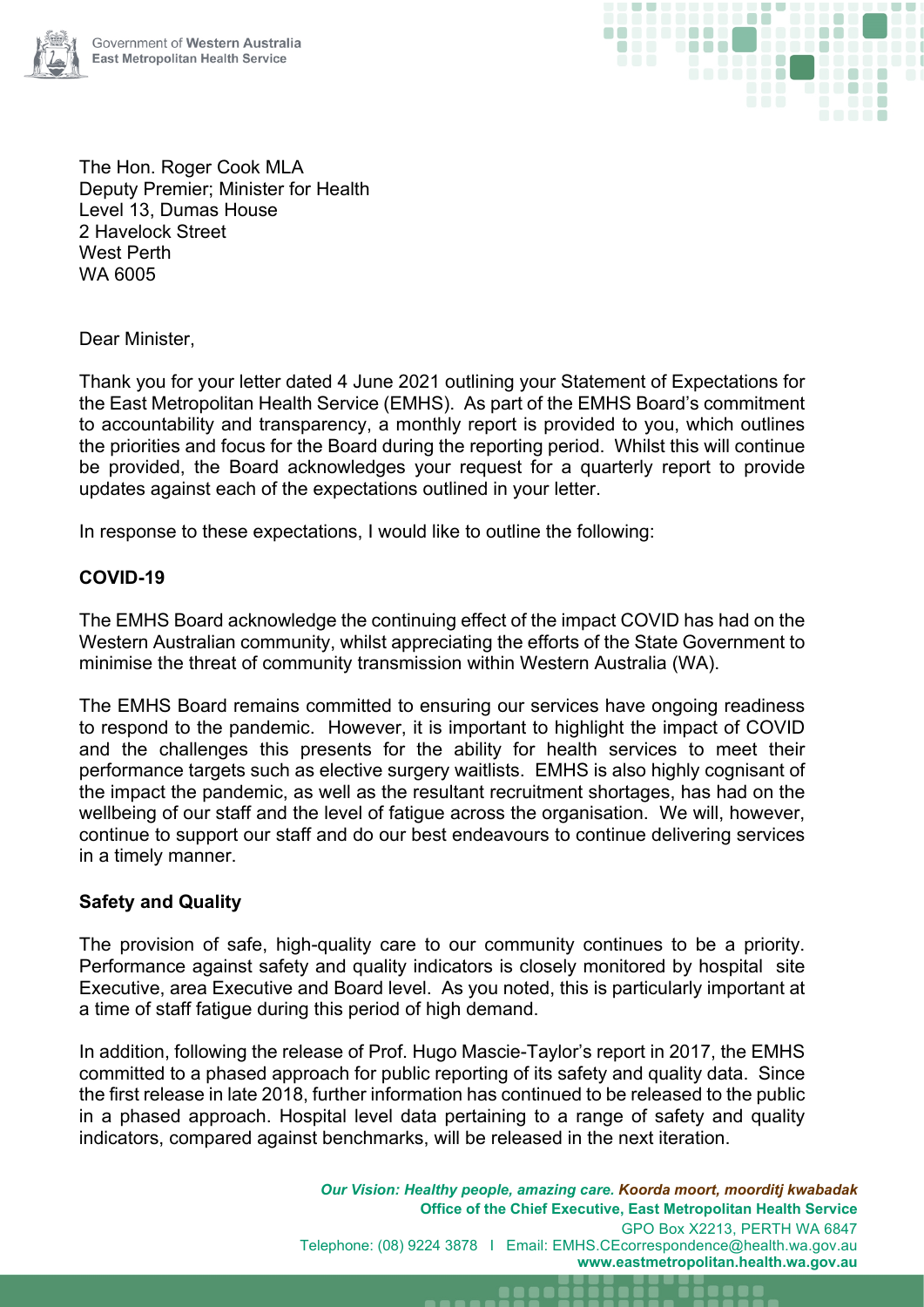Government of Western Australia
East Metropolitan Health Service

The Hon. Roger Cook MLA
Deputy Premier; Minister for Health
Level 13, Dumas House
2 Havelock Street
West Perth
WA 6005

Dear Minister,

Thank you for your letter dated 4 June 2021 outlining your Statement of Expectations for the East Metropolitan Health Service (EMHS). As part of the EMHS Board's commitment to accountability and transparency, a monthly report is provided to you, which outlines the priorities and focus for the Board during the reporting period. Whilst this will continue be provided, the Board acknowledges your request for a quarterly report to provide updates against each of the expectations outlined in your letter.

In response to these expectations, I would like to outline the following:

**COVID-19**

The EMHS Board acknowledge the continuing effect of the impact COVID has had on the Western Australian community, whilst appreciating the efforts of the State Government to minimise the threat of community transmission within Western Australia (WA).

The EMHS Board remains committed to ensuring our services have ongoing readiness to respond to the pandemic. However, it is important to highlight the impact of COVID and the challenges this presents for the ability for health services to meet their performance targets such as elective surgery waitlists. EMHS is also highly cognisant of the impact the pandemic, as well as the resultant recruitment shortages, has had on the wellbeing of our staff and the level of fatigue across the organisation. We will, however, continue to support our staff and do our best endeavours to continue delivering services in a timely manner.

**Safety and Quality**

The provision of safe, high-quality care to our community continues to be a priority. Performance against safety and quality indicators is closely monitored by hospital site Executive, area Executive and Board level. As you noted, this is particularly important at a time of staff fatigue during this period of high demand.

In addition, following the release of Prof. Hugo Mascie-Taylor's report in 2017, the EMHS committed to a phased approach for public reporting of its safety and quality data. Since the first release in late 2018, further information has continued to be released to the public in a phased approach. Hospital level data pertaining to a range of safety and quality indicators, compared against benchmarks, will be released in the next iteration.

*Our Vision: Healthy people, amazing care. Koorda moort, moorditj kwabadak*
**Office of the Chief Executive, East Metropolitan Health Service**
GPO Box X2213, PERTH WA 6847
Telephone: (08) 9224 3878 I Email: EMHS.CEcorrespondence@health.wa.gov.au
**www.eastmetropolitan.health.wa.gov.au**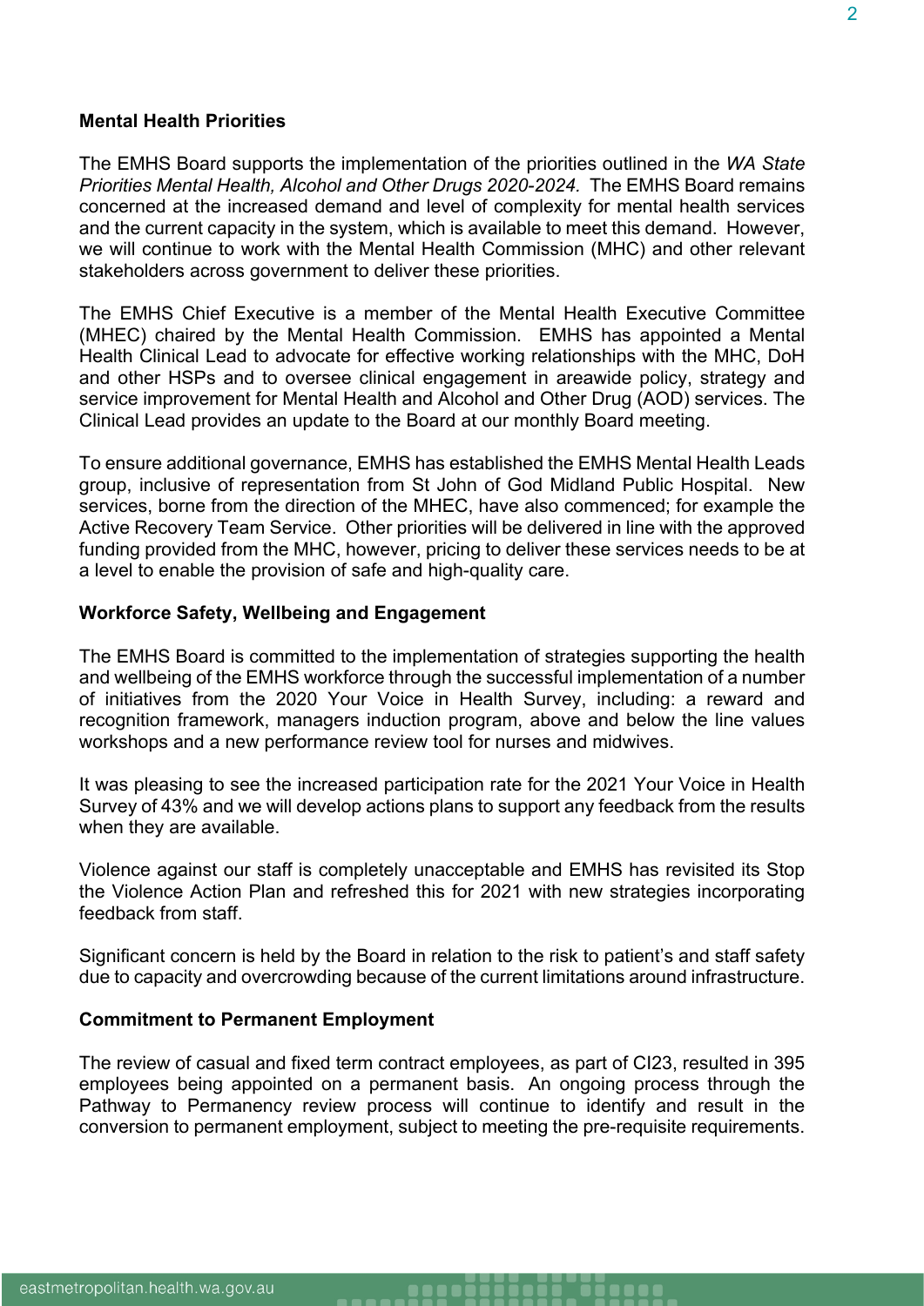**Mental Health Priorities**

The EMHS Board supports the implementation of the priorities outlined in the *WA State Priorities Mental Health, Alcohol and Other Drugs 2020-2024.* The EMHS Board remains concerned at the increased demand and level of complexity for mental health services and the current capacity in the system, which is available to meet this demand. However, we will continue to work with the Mental Health Commission (MHC) and other relevant stakeholders across government to deliver these priorities.

The EMHS Chief Executive is a member of the Mental Health Executive Committee (MHEC) chaired by the Mental Health Commission. EMHS has appointed a Mental Health Clinical Lead to advocate for effective working relationships with the MHC, DoH and other HSPs and to oversee clinical engagement in areawide policy, strategy and service improvement for Mental Health and Alcohol and Other Drug (AOD) services. The Clinical Lead provides an update to the Board at our monthly Board meeting.

To ensure additional governance, EMHS has established the EMHS Mental Health Leads group, inclusive of representation from St John of God Midland Public Hospital. New services, borne from the direction of the MHEC, have also commenced; for example the Active Recovery Team Service. Other priorities will be delivered in line with the approved funding provided from the MHC, however, pricing to deliver these services needs to be at a level to enable the provision of safe and high-quality care.

**Workforce Safety, Wellbeing and Engagement**

The EMHS Board is committed to the implementation of strategies supporting the health and wellbeing of the EMHS workforce through the successful implementation of a number of initiatives from the 2020 Your Voice in Health Survey, including: a reward and recognition framework, managers induction program, above and below the line values workshops and a new performance review tool for nurses and midwives.

It was pleasing to see the increased participation rate for the 2021 Your Voice in Health Survey of 43% and we will develop actions plans to support any feedback from the results when they are available.

Violence against our staff is completely unacceptable and EMHS has revisited its Stop the Violence Action Plan and refreshed this for 2021 with new strategies incorporating feedback from staff.

Significant concern is held by the Board in relation to the risk to patient's and staff safety due to capacity and overcrowding because of the current limitations around infrastructure.

**Commitment to Permanent Employment**

The review of casual and fixed term contract employees, as part of CI23, resulted in 395 employees being appointed on a permanent basis. An ongoing process through the Pathway to Permanency review process will continue to identify and result in the conversion to permanent employment, subject to meeting the pre-requisite requirements.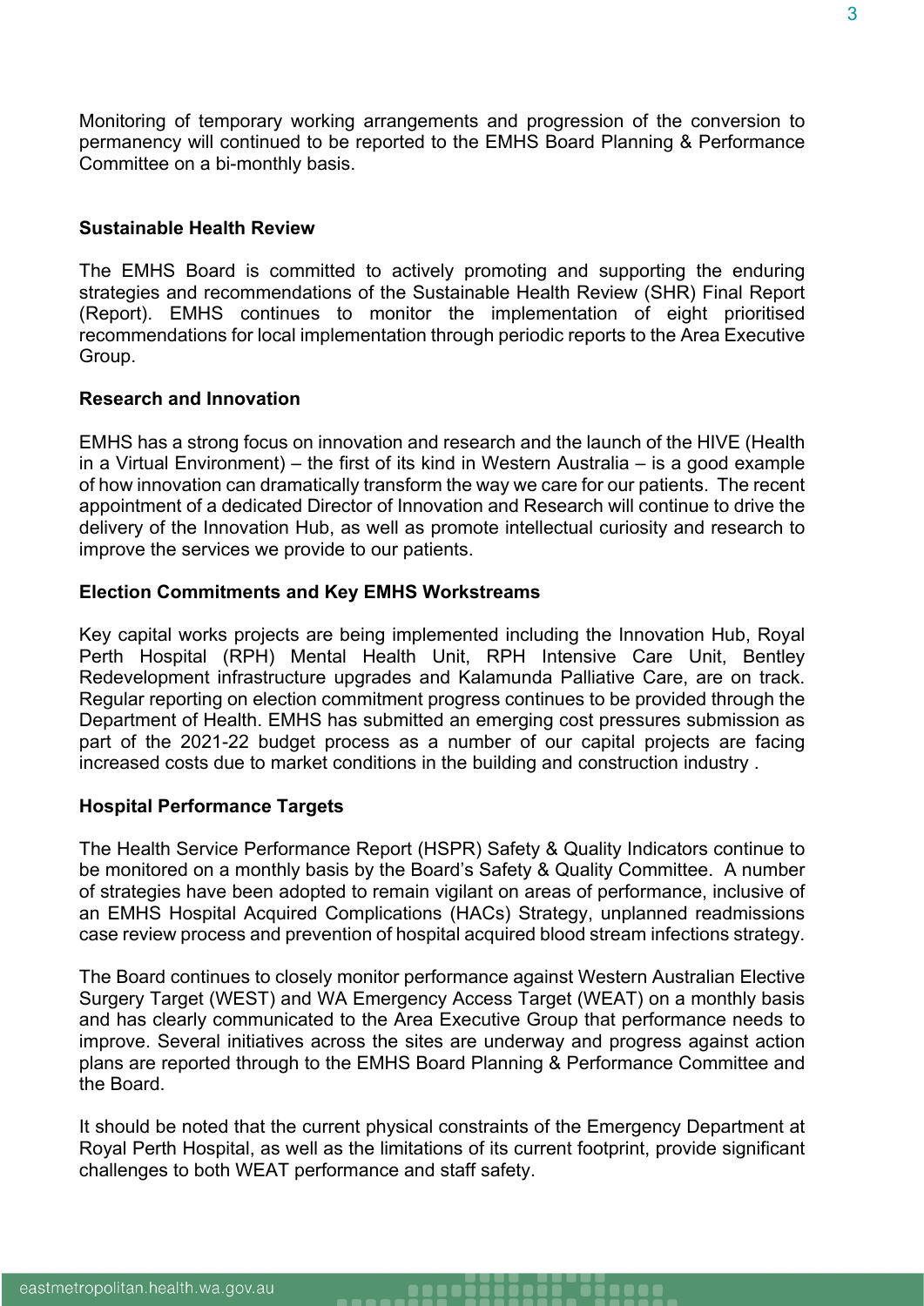Monitoring of temporary working arrangements and progression of the conversion to permanency will continued to be reported to the EMHS Board Planning & Performance Committee on a bi-monthly basis.

**Sustainable Health Review**

The EMHS Board is committed to actively promoting and supporting the enduring strategies and recommendations of the Sustainable Health Review (SHR) Final Report (Report). EMHS continues to monitor the implementation of eight prioritised recommendations for local implementation through periodic reports to the Area Executive Group.

**Research and Innovation**

EMHS has a strong focus on innovation and research and the launch of the HIVE (Health in a Virtual Environment) – the first of its kind in Western Australia – is a good example of how innovation can dramatically transform the way we care for our patients. The recent appointment of a dedicated Director of Innovation and Research will continue to drive the delivery of the Innovation Hub, as well as promote intellectual curiosity and research to improve the services we provide to our patients.

**Election Commitments and Key EMHS Workstreams**

Key capital works projects are being implemented including the Innovation Hub, Royal Perth Hospital (RPH) Mental Health Unit, RPH Intensive Care Unit, Bentley Redevelopment infrastructure upgrades and Kalamunda Palliative Care, are on track. Regular reporting on election commitment progress continues to be provided through the Department of Health. EMHS has submitted an emerging cost pressures submission as part of the 2021-22 budget process as a number of our capital projects are facing increased costs due to market conditions in the building and construction industry .

**Hospital Performance Targets**

The Health Service Performance Report (HSPR) Safety & Quality Indicators continue to be monitored on a monthly basis by the Board's Safety & Quality Committee. A number of strategies have been adopted to remain vigilant on areas of performance, inclusive of an EMHS Hospital Acquired Complications (HACs) Strategy, unplanned readmissions case review process and prevention of hospital acquired blood stream infections strategy.

The Board continues to closely monitor performance against Western Australian Elective Surgery Target (WEST) and WA Emergency Access Target (WEAT) on a monthly basis and has clearly communicated to the Area Executive Group that performance needs to improve. Several initiatives across the sites are underway and progress against action plans are reported through to the EMHS Board Planning & Performance Committee and the Board.

It should be noted that the current physical constraints of the Emergency Department at Royal Perth Hospital, as well as the limitations of its current footprint, provide significant challenges to both WEAT performance and staff safety.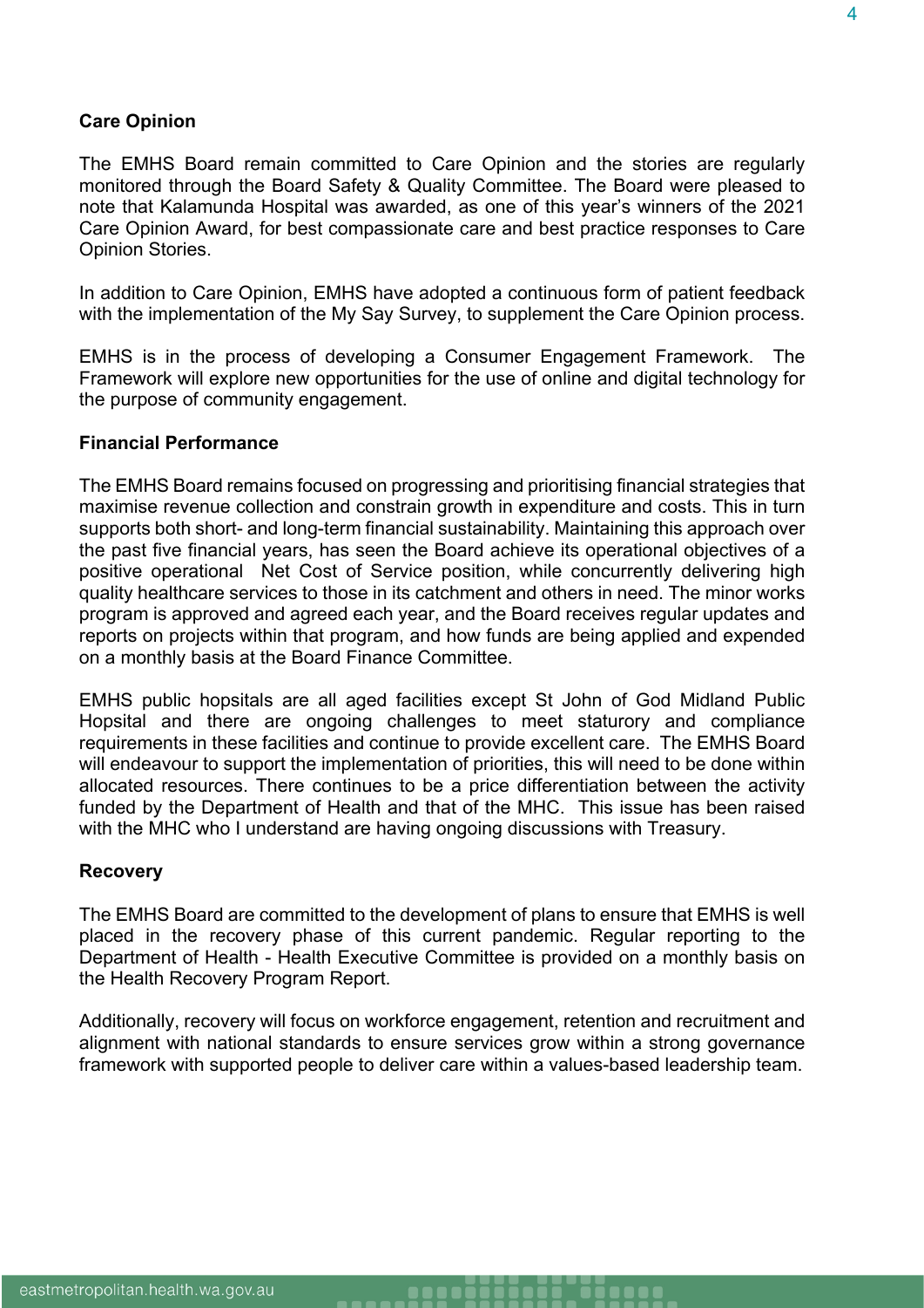## Care Opinion

The EMHS Board remain committed to Care Opinion and the stories are regularly monitored through the Board Safety & Quality Committee. The Board were pleased to note that Kalamunda Hospital was awarded, as one of this year's winners of the 2021 Care Opinion Award, for best compassionate care and best practice responses to Care Opinion Stories.

In addition to Care Opinion, EMHS have adopted a continuous form of patient feedback with the implementation of the My Say Survey, to supplement the Care Opinion process.

EMHS is in the process of developing a Consumer Engagement Framework. The Framework will explore new opportunities for the use of online and digital technology for the purpose of community engagement.

## Financial Performance

The EMHS Board remains focused on progressing and prioritising financial strategies that maximise revenue collection and constrain growth in expenditure and costs. This in turn supports both short- and long-term financial sustainability. Maintaining this approach over the past five financial years, has seen the Board achieve its operational objectives of a positive operational Net Cost of Service position, while concurrently delivering high quality healthcare services to those in its catchment and others in need. The minor works program is approved and agreed each year, and the Board receives regular updates and reports on projects within that program, and how funds are being applied and expended on a monthly basis at the Board Finance Committee.

EMHS public hopsitals are all aged facilities except St John of God Midland Public Hospital and there are ongoing challenges to meet staturory and compliance requirements in these facilities and continue to provide excellent care. The EMHS Board will endeavour to support the implementation of priorities, this will need to be done within allocated resources. There continues to be a price differentiation between the activity funded by the Department of Health and that of the MHC. This issue has been raised with the MHC who I understand are having ongoing discussions with Treasury.

## Recovery

The EMHS Board are committed to the development of plans to ensure that EMHS is well placed in the recovery phase of this current pandemic. Regular reporting to the Department of Health - Health Executive Committee is provided on a monthly basis on the Health Recovery Program Report.

Additionally, recovery will focus on workforce engagement, retention and recruitment and alignment with national standards to ensure services grow within a strong governance framework with supported people to deliver care within a values-based leadership team.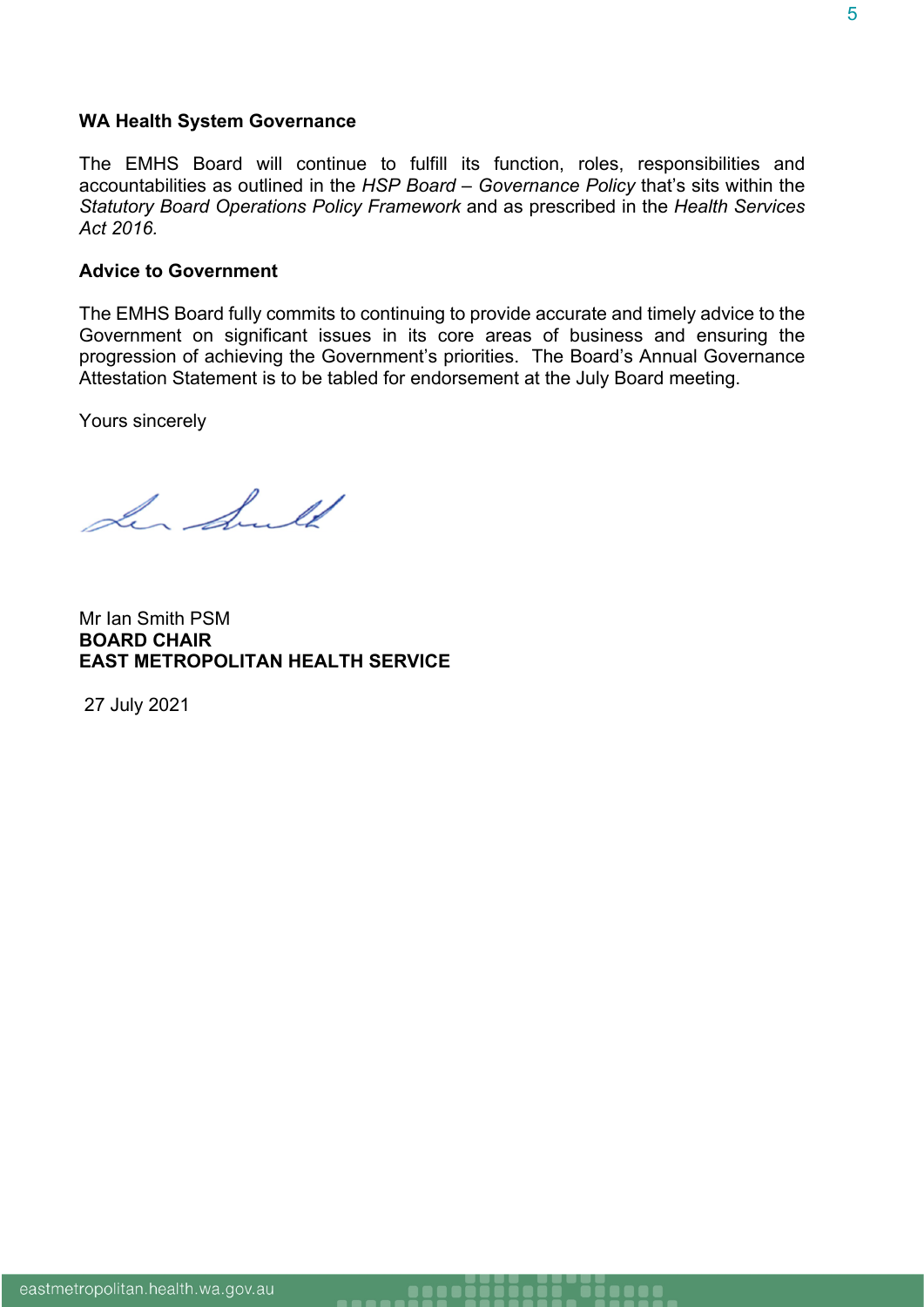**WA Health System Governance**

The EMHS Board will continue to fulfill its function, roles, responsibilities and accountabilities as outlined in the *HSP Board – Governance Policy* that's sits within the *Statutory Board Operations Policy Framework* and as prescribed in the *Health Services Act 2016.*

**Advice to Government**

The EMHS Board fully commits to continuing to provide accurate and timely advice to the Government on significant issues in its core areas of business and ensuring the progression of achieving the Government's priorities. The Board's Annual Governance Attestation Statement is to be tabled for endorsement at the July Board meeting.

Yours sincerely

Mr Ian Smith PSM
**BOARD CHAIR**
**EAST METROPOLITAN HEALTH SERVICE**

27 July 2021